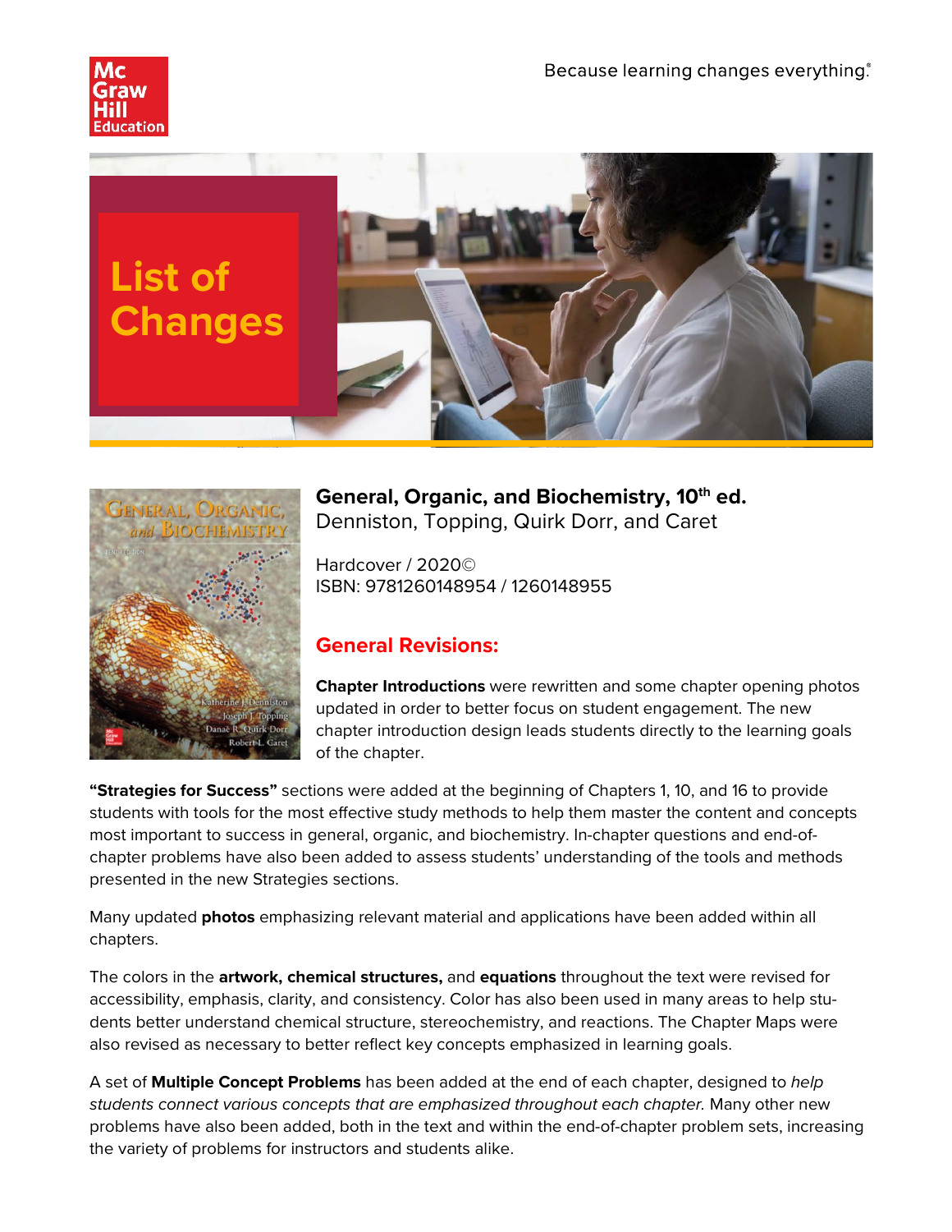Because learning changes everything.®

# List of Changes

**General, Organic, and Biochemistry, 10th ed.**
Denniston, Topping, Quirk Dorr, and Caret

Hardcover / 2020©
ISBN: 9781260148954 / 1260148955

## General Revisions:

**Chapter Introductions** were rewritten and some chapter opening photos updated in order to better focus on student engagement. The new chapter introduction design leads students directly to the learning goals of the chapter.

**"Strategies for Success"** sections were added at the beginning of Chapters 1, 10, and 16 to provide students with tools for the most effective study methods to help them master the content and concepts most important to success in general, organic, and biochemistry. In-chapter questions and end-of-chapter problems have also been added to assess students' understanding of the tools and methods presented in the new Strategies sections.

Many updated **photos** emphasizing relevant material and applications have been added within all chapters.

The colors in the **artwork, chemical structures,** and **equations** throughout the text were revised for accessibility, emphasis, clarity, and consistency. Color has also been used in many areas to help students better understand chemical structure, stereochemistry, and reactions. The Chapter Maps were also revised as necessary to better reflect key concepts emphasized in learning goals.

A set of **Multiple Concept Problems** has been added at the end of each chapter, designed to *help students connect various concepts that are emphasized throughout each chapter.* Many other new problems have also been added, both in the text and within the end-of-chapter problem sets, increasing the variety of problems for instructors and students alike.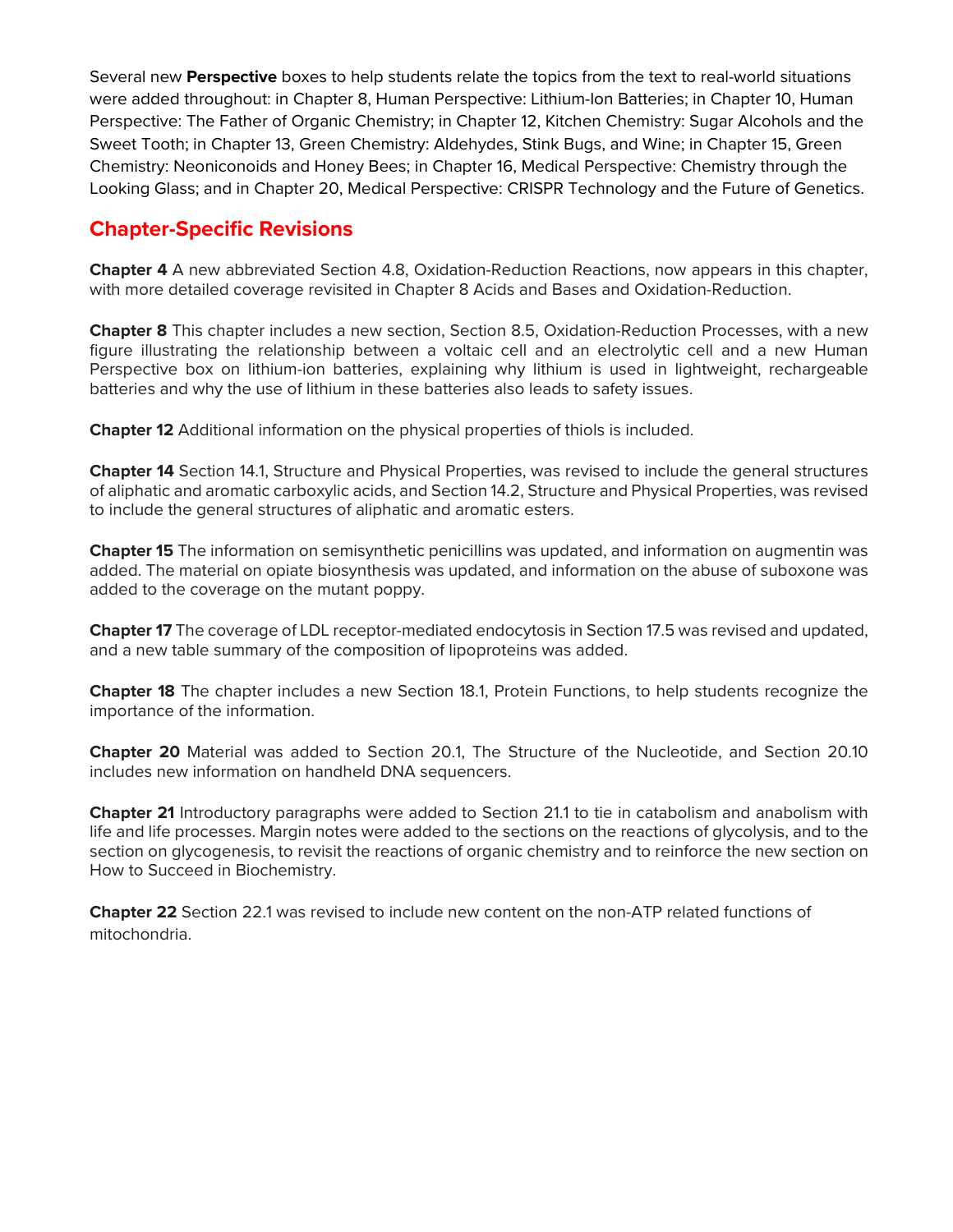Several new **Perspective** boxes to help students relate the topics from the text to real-world situations were added throughout: in Chapter 8, Human Perspective: Lithium-Ion Batteries; in Chapter 10, Human Perspective: The Father of Organic Chemistry; in Chapter 12, Kitchen Chemistry: Sugar Alcohols and the Sweet Tooth; in Chapter 13, Green Chemistry: Aldehydes, Stink Bugs, and Wine; in Chapter 15, Green Chemistry: Neoniconoids and Honey Bees; in Chapter 16, Medical Perspective: Chemistry through the Looking Glass; and in Chapter 20, Medical Perspective: CRISPR Technology and the Future of Genetics.

## Chapter-Specific Revisions

**Chapter 4** A new abbreviated Section 4.8, Oxidation-Reduction Reactions, now appears in this chapter, with more detailed coverage revisited in Chapter 8 Acids and Bases and Oxidation-Reduction.

**Chapter 8** This chapter includes a new section, Section 8.5, Oxidation-Reduction Processes, with a new figure illustrating the relationship between a voltaic cell and an electrolytic cell and a new Human Perspective box on lithium-ion batteries, explaining why lithium is used in lightweight, rechargeable batteries and why the use of lithium in these batteries also leads to safety issues.

**Chapter 12** Additional information on the physical properties of thiols is included.

**Chapter 14** Section 14.1, Structure and Physical Properties, was revised to include the general structures of aliphatic and aromatic carboxylic acids, and Section 14.2, Structure and Physical Properties, was revised to include the general structures of aliphatic and aromatic esters.

**Chapter 15** The information on semisynthetic penicillins was updated, and information on augmentin was added. The material on opiate biosynthesis was updated, and information on the abuse of suboxone was added to the coverage on the mutant poppy.

**Chapter 17** The coverage of LDL receptor-mediated endocytosis in Section 17.5 was revised and updated, and a new table summary of the composition of lipoproteins was added.

**Chapter 18** The chapter includes a new Section 18.1, Protein Functions, to help students recognize the importance of the information.

**Chapter 20** Material was added to Section 20.1, The Structure of the Nucleotide, and Section 20.10 includes new information on handheld DNA sequencers.

**Chapter 21** Introductory paragraphs were added to Section 21.1 to tie in catabolism and anabolism with life and life processes. Margin notes were added to the sections on the reactions of glycolysis, and to the section on glycogenesis, to revisit the reactions of organic chemistry and to reinforce the new section on How to Succeed in Biochemistry.

**Chapter 22** Section 22.1 was revised to include new content on the non-ATP related functions of mitochondria.